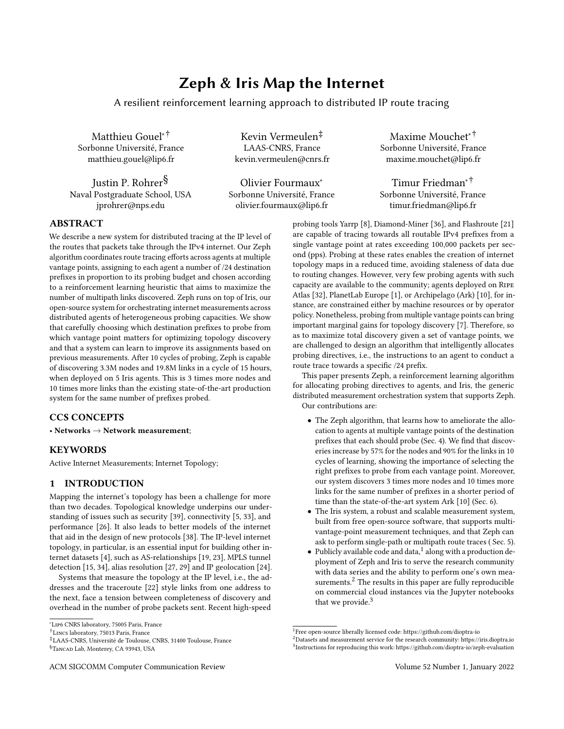# Zeph & Iris Map the Internet

A resilient reinforcement learning approach to distributed IP route tracing

Matthieu Gouel[*,†]
Sorbonne Université, France
matthieu.gouel@lip6.fr

Kevin Vermeulen[‡]
LAAS-CNRS, France
kevin.vermeulen@cnrs.fr

Maxime Mouchet[*,†]
Sorbonne Université, France
maxime.mouchet@lip6.fr

Justin P. Rohrer[§]
Naval Postgraduate School, USA
jprohrer@nps.edu

Olivier Fourmaux[*]
Sorbonne Université, France
olivier.fourmaux@lip6.fr

Timur Friedman[*,†]
Sorbonne Université, France
timur.friedman@lip6.fr

## ABSTRACT

We describe a new system for distributed tracing at the IP level of the routes that packets take through the IPv4 internet. Our Zeph algorithm coordinates route tracing efforts across agents at multiple vantage points, assigning to each agent a number of /24 destination prefixes in proportion to its probing budget and chosen according to a reinforcement learning heuristic that aims to maximize the number of multipath links discovered. Zeph runs on top of Iris, our open-source system for orchestrating internet measurements across distributed agents of heterogeneous probing capacities. We show that carefully choosing which destination prefixes to probe from which vantage point matters for optimizing topology discovery and that a system can learn to improve its assignments based on previous measurements. After 10 cycles of probing, Zeph is capable of discovering 3.3M nodes and 19.8M links in a cycle of 15 hours, when deployed on 5 Iris agents. This is 3 times more nodes and 10 times more links than the existing state-of-the-art production system for the same number of prefixes probed.

## CCS CONCEPTS

• **Networks** → **Network measurement**;

## KEYWORDS

Active Internet Measurements; Internet Topology;

## 1 INTRODUCTION

Mapping the internet's topology has been a challenge for more than two decades. Topological knowledge underpins our understanding of issues such as security [39], connectivity [5, 33], and performance [26]. It also leads to better models of the internet that aid in the design of new protocols [38]. The IP-level internet topology, in particular, is an essential input for building other internet datasets [4], such as AS-relationships [19, 23], MPLS tunnel detection [15, 34], alias resolution [27, 29] and IP geolocation [24].

Systems that measure the topology at the IP level, i.e., the addresses and the traceroute [22] style links from one address to the next, face a tension between completeness of discovery and overhead in the number of probe packets sent. Recent high-speed probing tools Yarrp [8], Diamond-Miner [36], and Flashroute [21] are capable of tracing towards all routable IPv4 prefixes from a single vantage point at rates exceeding 100,000 packets per second (pps). Probing at these rates enables the creation of internet topology maps in a reduced time, avoiding staleness of data due to routing changes. However, very few probing agents with such capacity are available to the community; agents deployed on Ripe Atlas [32], PlanetLab Europe [1], or Archipelago (Ark) [10], for instance, are constrained either by machine resources or by operator policy. Nonetheless, probing from multiple vantage points can bring important marginal gains for topology discovery [7]. Therefore, so as to maximize total discovery given a set of vantage points, we are challenged to design an algorithm that intelligently allocates probing directives, i.e., the instructions to an agent to conduct a route trace towards a specific /24 prefix.

This paper presents Zeph, a reinforcement learning algorithm for allocating probing directives to agents, and Iris, the generic distributed measurement orchestration system that supports Zeph.

Our contributions are:

- The Zeph algorithm, that learns how to ameliorate the allocation to agents at multiple vantage points of the destination prefixes that each should probe (Sec. 4). We find that discoveries increase by 57% for the nodes and 90% for the links in 10 cycles of learning, showing the importance of selecting the right prefixes to probe from each vantage point. Moreover, our system discovers 3 times more nodes and 10 times more links for the same number of prefixes in a shorter period of time than the state-of-the-art system Ark [10] (Sec. 6).
- The Iris system, a robust and scalable measurement system, built from free open-source software, that supports multi-vantage-point measurement techniques, and that Zeph can ask to perform single-path or multipath route traces ( Sec. 5).
- Publicly available code and data,[1] along with a production deployment of Zeph and Iris to serve the research community with data series and the ability to perform one's own measurements.[2] The results in this paper are fully reproducible on commercial cloud instances via the Jupyter notebooks that we provide.[3]

---

[*] Lip6 CNRS laboratory, 75005 Paris, France
[†] Lincs laboratory, 75013 Paris, France
[‡] LAAS-CNRS, Université de Toulouse, CNRS, 31400 Toulouse, France
[§] Tancad Lab, Monterey, CA 93943, USA

[1] Free open-source liberally licensed code: https://github.com/dioptra-io
[2] Datasets and measurement service for the research community: https://iris.dioptra.io
[3] Instructions for reproducing this work: https://github.com/dioptra-io/zeph-evaluation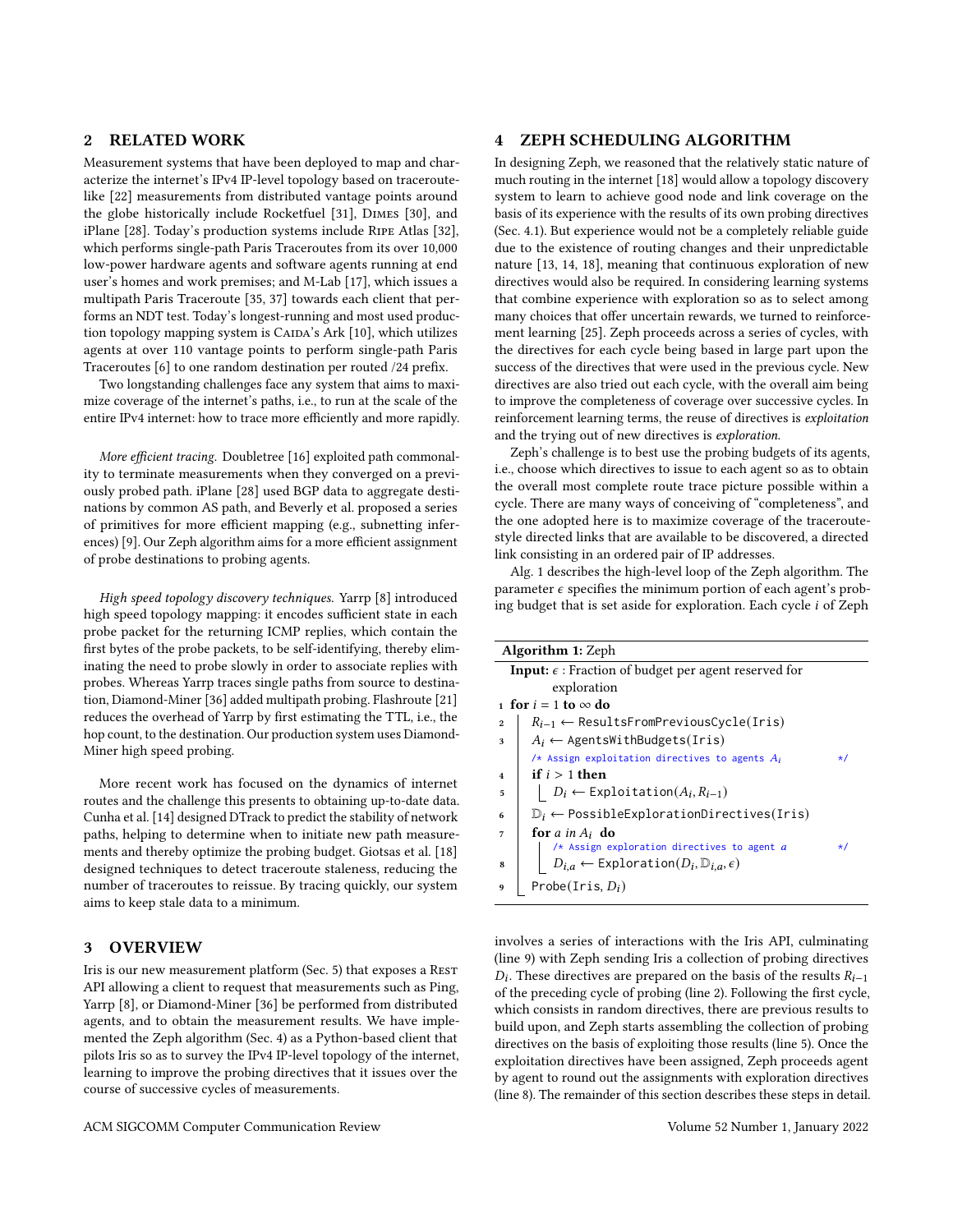## 2 RELATED WORK

Measurement systems that have been deployed to map and characterize the internet's IPv4 IP-level topology based on traceroute-like [22] measurements from distributed vantage points around the globe historically include Rocketfuel [31], DIMES [30], and iPlane [28]. Today's production systems include RIPE Atlas [32], which performs single-path Paris Traceroutes from its over 10,000 low-power hardware agents and software agents running at end user's homes and work premises; and M-Lab [17], which issues a multipath Paris Traceroute [35, 37] towards each client that performs an NDT test. Today's longest-running and most used production topology mapping system is CAIDA's Ark [10], which utilizes agents at over 110 vantage points to perform single-path Paris Traceroutes [6] to one random destination per routed /24 prefix.

Two longstanding challenges face any system that aims to maximize coverage of the internet's paths, i.e., to run at the scale of the entire IPv4 internet: how to trace more efficiently and more rapidly.

*More efficient tracing.* Doubletree [16] exploited path commonality to terminate measurements when they converged on a previously probed path. iPlane [28] used BGP data to aggregate destinations by common AS path, and Beverly et al. proposed a series of primitives for more efficient mapping (e.g., subnetting inferences) [9]. Our Zeph algorithm aims for a more efficient assignment of probe destinations to probing agents.

*High speed topology discovery techniques.* Yarrp [8] introduced high speed topology mapping: it encodes sufficient state in each probe packet for the returning ICMP replies, which contain the first bytes of the probe packets, to be self-identifying, thereby eliminating the need to probe slowly in order to associate replies with probes. Whereas Yarrp traces single paths from source to destination, Diamond-Miner [36] added multipath probing. Flashroute [21] reduces the overhead of Yarrp by first estimating the TTL, i.e., the hop count, to the destination. Our production system uses Diamond-Miner high speed probing.

More recent work has focused on the dynamics of internet routes and the challenge this presents to obtaining up-to-date data. Cunha et al. [14] designed DTrack to predict the stability of network paths, helping to determine when to initiate new path measurements and thereby optimize the probing budget. Giotsas et al. [18] designed techniques to detect traceroute staleness, reducing the number of traceroutes to reissue. By tracing quickly, our system aims to keep stale data to a minimum.

## 3 OVERVIEW

Iris is our new measurement platform (Sec. 5) that exposes a REST API allowing a client to request that measurements such as Ping, Yarrp [8], or Diamond-Miner [36] be performed from distributed agents, and to obtain the measurement results. We have implemented the Zeph algorithm (Sec. 4) as a Python-based client that pilots Iris so as to survey the IPv4 IP-level topology of the internet, learning to improve the probing directives that it issues over the course of successive cycles of measurements.

## 4 ZEPH SCHEDULING ALGORITHM

In designing Zeph, we reasoned that the relatively static nature of much routing in the internet [18] would allow a topology discovery system to learn to achieve good node and link coverage on the basis of its experience with the results of its own probing directives (Sec. 4.1). But experience would not be a completely reliable guide due to the existence of routing changes and their unpredictable nature [13, 14, 18], meaning that continuous exploration of new directives would also be required. In considering learning systems that combine experience with exploration so as to select among many choices that offer uncertain rewards, we turned to reinforcement learning [25]. Zeph proceeds across a series of cycles, with the directives for each cycle being based in large part upon the success of the directives that were used in the previous cycle. New directives are also tried out each cycle, with the overall aim being to improve the completeness of coverage over successive cycles. In reinforcement learning terms, the reuse of directives is *exploitation* and the trying out of new directives is *exploration*.

Zeph's challenge is to best use the probing budgets of its agents, i.e., choose which directives to issue to each agent so as to obtain the overall most complete route trace picture possible within a cycle. There are many ways of conceiving of "completeness", and the one adopted here is to maximize coverage of the traceroute-style directed links that are available to be discovered, a directed link consisting in an ordered pair of IP addresses.

Alg. 1 describes the high-level loop of the Zeph algorithm. The parameter $\epsilon$ specifies the minimum portion of each agent's probing budget that is set aside for exploration. Each cycle $i$ of Zeph

**Algorithm 1:** Zeph

```
Input: ε : Fraction of budget per agent reserved for
       exploration
1  for i = 1 to ∞ do
2      R_{i-1} ← ResultsFromPreviousCycle(Iris)
3      A_i ← AgentsWithBudgets(Iris)
       /* Assign exploitation directives to agents A_i      */
4      if i > 1 then
5          D_i ← Exploitation(A_i, R_{i-1})
6      𝔻_i ← PossibleExplorationDirectives(Iris)
7      for a in A_i do
           /* Assign exploration directives to agent a      */
8          D_{i,a} ← Exploration(D_i, 𝔻_{i,a}, ε)
9      Probe(Iris, D_i)
```

involves a series of interactions with the Iris API, culminating (line 9) with Zeph sending Iris a collection of probing directives $D_i$. These directives are prepared on the basis of the results $R_{i-1}$ of the preceding cycle of probing (line 2). Following the first cycle, which consists in random directives, there are previous results to build upon, and Zeph starts assembling the collection of probing directives on the basis of exploiting those results (line 5). Once the exploitation directives have been assigned, Zeph proceeds agent by agent to round out the assignments with exploration directives (line 8). The remainder of this section describes these steps in detail.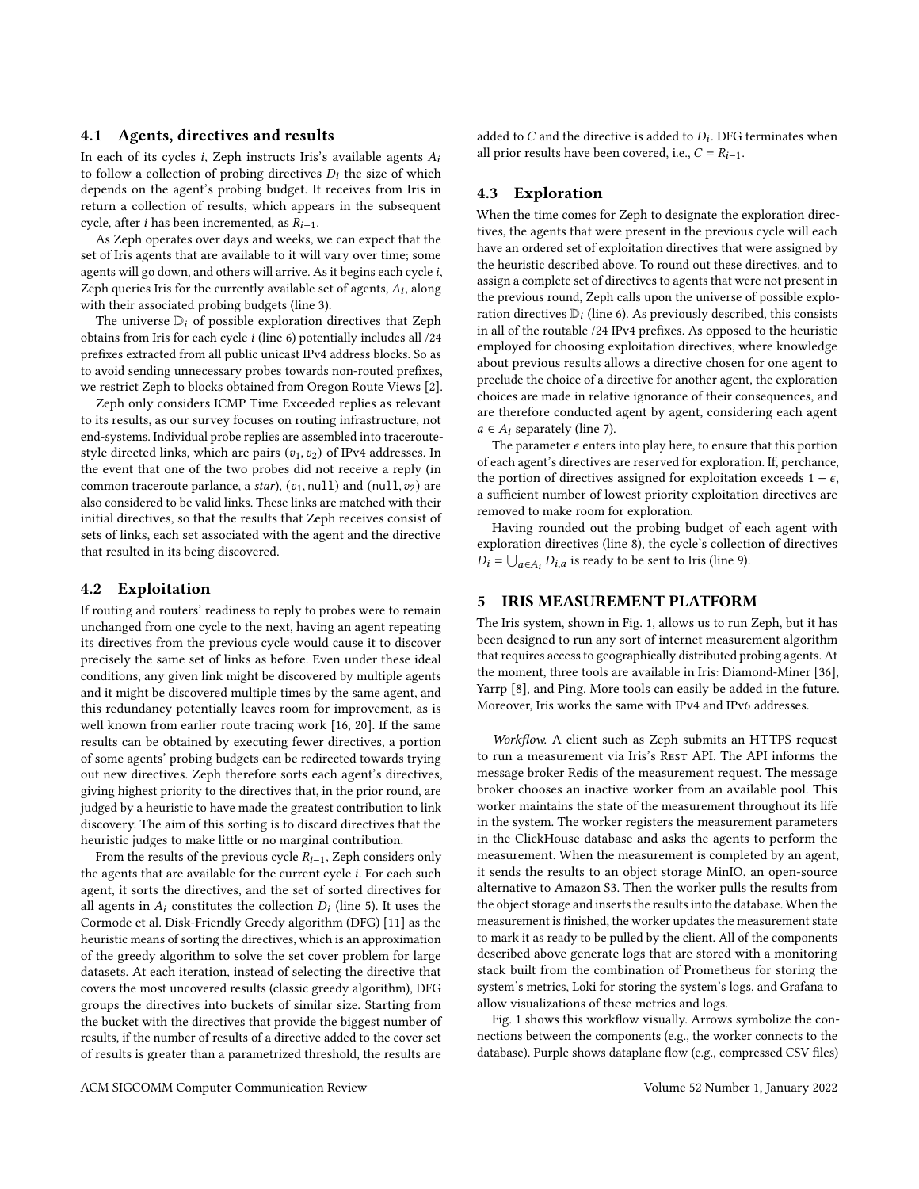### 4.1 Agents, directives and results

In each of its cycles $i$, Zeph instructs Iris's available agents $A_i$ to follow a collection of probing directives $D_i$ the size of which depends on the agent's probing budget. It receives from Iris in return a collection of results, which appears in the subsequent cycle, after $i$ has been incremented, as $R_{i-1}$.

As Zeph operates over days and weeks, we can expect that the set of Iris agents that are available to it will vary over time; some agents will go down, and others will arrive. As it begins each cycle $i$, Zeph queries Iris for the currently available set of agents, $A_i$, along with their associated probing budgets (line 3).

The universe $\mathbb{D}_i$ of possible exploration directives that Zeph obtains from Iris for each cycle $i$ (line 6) potentially includes all /24 prefixes extracted from all public unicast IPv4 address blocks. So as to avoid sending unnecessary probes towards non-routed prefixes, we restrict Zeph to blocks obtained from Oregon Route Views [2].

Zeph only considers ICMP Time Exceeded replies as relevant to its results, as our survey focuses on routing infrastructure, not end-systems. Individual probe replies are assembled into traceroute-style directed links, which are pairs $(v_1, v_2)$ of IPv4 addresses. In the event that one of the two probes did not receive a reply (in common traceroute parlance, a *star*), $(v_1, \texttt{null})$ and $(\texttt{null}, v_2)$ are also considered to be valid links. These links are matched with their initial directives, so that the results that Zeph receives consist of sets of links, each set associated with the agent and the directive that resulted in its being discovered.

### 4.2 Exploitation

If routing and routers' readiness to reply to probes were to remain unchanged from one cycle to the next, having an agent repeating its directives from the previous cycle would cause it to discover precisely the same set of links as before. Even under these ideal conditions, any given link might be discovered by multiple agents and it might be discovered multiple times by the same agent, and this redundancy potentially leaves room for improvement, as is well known from earlier route tracing work [16, 20]. If the same results can be obtained by executing fewer directives, a portion of some agents' probing budgets can be redirected towards trying out new directives. Zeph therefore sorts each agent's directives, giving highest priority to the directives that, in the prior round, are judged by a heuristic to have made the greatest contribution to link discovery. The aim of this sorting is to discard directives that the heuristic judges to make little or no marginal contribution.

From the results of the previous cycle $R_{i-1}$, Zeph considers only the agents that are available for the current cycle $i$. For each such agent, it sorts the directives, and the set of sorted directives for all agents in $A_i$ constitutes the collection $D_i$ (line 5). It uses the Cormode et al. Disk-Friendly Greedy algorithm (DFG) [11] as the heuristic means of sorting the directives, which is an approximation of the greedy algorithm to solve the set cover problem for large datasets. At each iteration, instead of selecting the directive that covers the most uncovered results (classic greedy algorithm), DFG groups the directives into buckets of similar size. Starting from the bucket with the directives that provide the biggest number of results, if the number of results of a directive added to the cover set of results is greater than a parametrized threshold, the results are added to $C$ and the directive is added to $D_i$. DFG terminates when all prior results have been covered, i.e., $C = R_{i-1}$.

### 4.3 Exploration

When the time comes for Zeph to designate the exploration directives, the agents that were present in the previous cycle will each have an ordered set of exploitation directives that were assigned by the heuristic described above. To round out these directives, and to assign a complete set of directives to agents that were not present in the previous round, Zeph calls upon the universe of possible exploration directives $\mathbb{D}_i$ (line 6). As previously described, this consists in all of the routable /24 IPv4 prefixes. As opposed to the heuristic employed for choosing exploitation directives, where knowledge about previous results allows a directive chosen for one agent to preclude the choice of a directive for another agent, the exploration choices are made in relative ignorance of their consequences, and are therefore conducted agent by agent, considering each agent $a \in A_i$ separately (line 7).

The parameter $\epsilon$ enters into play here, to ensure that this portion of each agent's directives are reserved for exploration. If, perchance, the portion of directives assigned for exploitation exceeds $1 - \epsilon$, a sufficient number of lowest priority exploitation directives are removed to make room for exploration.

Having rounded out the probing budget of each agent with exploration directives (line 8), the cycle's collection of directives $D_i = \bigcup_{a \in A_i} D_{i,a}$ is ready to be sent to Iris (line 9).

## 5 IRIS MEASUREMENT PLATFORM

The Iris system, shown in Fig. 1, allows us to run Zeph, but it has been designed to run any sort of internet measurement algorithm that requires access to geographically distributed probing agents. At the moment, three tools are available in Iris: Diamond-Miner [36], Yarrp [8], and Ping. More tools can easily be added in the future. Moreover, Iris works the same with IPv4 and IPv6 addresses.

*Workflow.* A client such as Zeph submits an HTTPS request to run a measurement via Iris's REST API. The API informs the message broker Redis of the measurement request. The message broker chooses an inactive worker from an available pool. This worker maintains the state of the measurement throughout its life in the system. The worker registers the measurement parameters in the ClickHouse database and asks the agents to perform the measurement. When the measurement is completed by an agent, it sends the results to an object storage MinIO, an open-source alternative to Amazon S3. Then the worker pulls the results from the object storage and inserts the results into the database. When the measurement is finished, the worker updates the measurement state to mark it as ready to be pulled by the client. All of the components described above generate logs that are stored with a monitoring stack built from the combination of Prometheus for storing the system's metrics, Loki for storing the system's logs, and Grafana to allow visualizations of these metrics and logs.

Fig. 1 shows this workflow visually. Arrows symbolize the connections between the components (e.g., the worker connects to the database). Purple shows dataplane flow (e.g., compressed CSV files)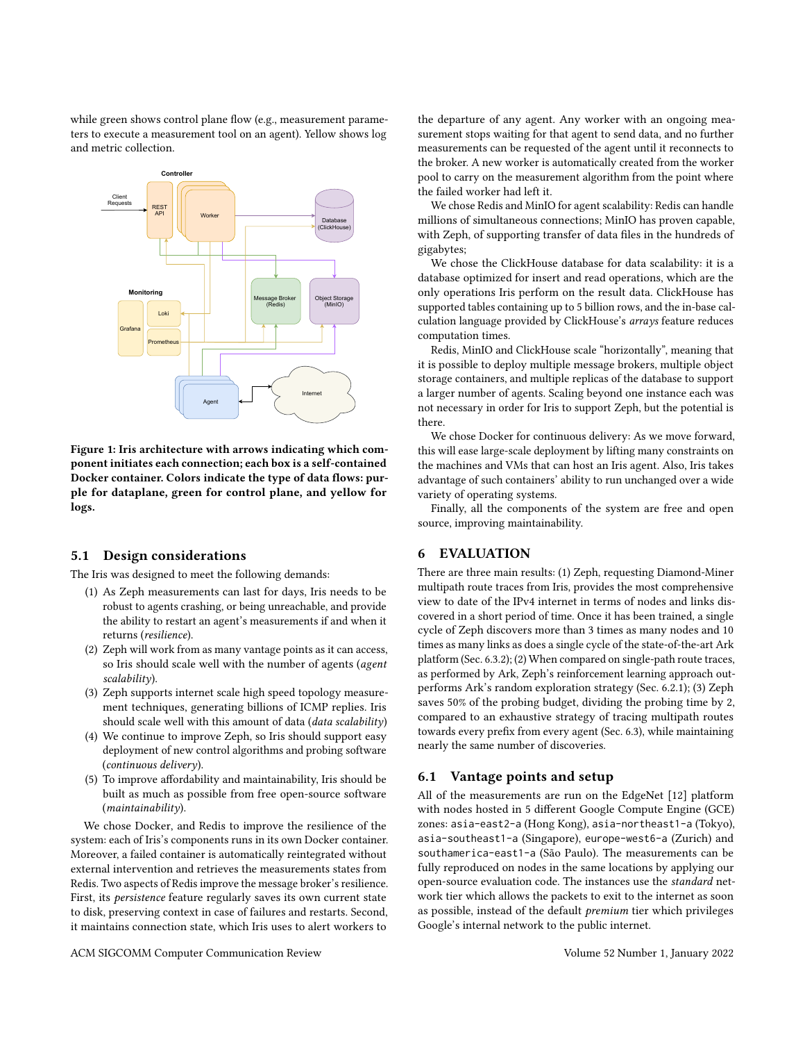while green shows control plane flow (e.g., measurement parameters to execute a measurement tool on an agent). Yellow shows log and metric collection.

**Figure 1: Iris architecture with arrows indicating which component initiates each connection; each box is a self-contained Docker container. Colors indicate the type of data flows: purple for dataplane, green for control plane, and yellow for logs.**

## 5.1 Design considerations

The Iris was designed to meet the following demands:

1. As Zeph measurements can last for days, Iris needs to be robust to agents crashing, or being unreachable, and provide the ability to restart an agent's measurements if and when it returns (*resilience*).
2. Zeph will work from as many vantage points as it can access, so Iris should scale well with the number of agents (*agent scalability*).
3. Zeph supports internet scale high speed topology measurement techniques, generating billions of ICMP replies. Iris should scale well with this amount of data (*data scalability*)
4. We continue to improve Zeph, so Iris should support easy deployment of new control algorithms and probing software (*continuous delivery*).
5. To improve affordability and maintainability, Iris should be built as much as possible from free open-source software (*maintainability*).

We chose Docker, and Redis to improve the resilience of the system: each of Iris's components runs in its own Docker container. Moreover, a failed container is automatically reintegrated without external intervention and retrieves the measurements states from Redis. Two aspects of Redis improve the message broker's resilience. First, its *persistence* feature regularly saves its own current state to disk, preserving context in case of failures and restarts. Second, it maintains connection state, which Iris uses to alert workers to the departure of any agent. Any worker with an ongoing measurement stops waiting for that agent to send data, and no further measurements can be requested of the agent until it reconnects to the broker. A new worker is automatically created from the worker pool to carry on the measurement algorithm from the point where the failed worker had left it.

We chose Redis and MinIO for agent scalability: Redis can handle millions of simultaneous connections; MinIO has proven capable, with Zeph, of supporting transfer of data files in the hundreds of gigabytes;

We chose the ClickHouse database for data scalability: it is a database optimized for insert and read operations, which are the only operations Iris perform on the result data. ClickHouse has supported tables containing up to 5 billion rows, and the in-base calculation language provided by ClickHouse's *arrays* feature reduces computation times.

Redis, MinIO and ClickHouse scale "horizontally", meaning that it is possible to deploy multiple message brokers, multiple object storage containers, and multiple replicas of the database to support a larger number of agents. Scaling beyond one instance each was not necessary in order for Iris to support Zeph, but the potential is there.

We chose Docker for continuous delivery: As we move forward, this will ease large-scale deployment by lifting many constraints on the machines and VMs that can host an Iris agent. Also, Iris takes advantage of such containers' ability to run unchanged over a wide variety of operating systems.

Finally, all the components of the system are free and open source, improving maintainability.

# 6 EVALUATION

There are three main results: (1) Zeph, requesting Diamond-Miner multipath route traces from Iris, provides the most comprehensive view to date of the IPv4 internet in terms of nodes and links discovered in a short period of time. Once it has been trained, a single cycle of Zeph discovers more than 3 times as many nodes and 10 times as many links as does a single cycle of the state-of-the-art Ark platform (Sec. 6.3.2); (2) When compared on single-path route traces, as performed by Ark, Zeph's reinforcement learning approach outperforms Ark's random exploration strategy (Sec. 6.2.1); (3) Zeph saves 50% of the probing budget, dividing the probing time by 2, compared to an exhaustive strategy of tracing multipath routes towards every prefix from every agent (Sec. 6.3), while maintaining nearly the same number of discoveries.

## 6.1 Vantage points and setup

All of the measurements are run on the EdgeNet [12] platform with nodes hosted in 5 different Google Compute Engine (GCE) zones: `asia-east2-a` (Hong Kong), `asia-northeast1-a` (Tokyo), `asia-southeast1-a` (Singapore), `europe-west6-a` (Zurich) and `southamerica-east1-a` (São Paulo). The measurements can be fully reproduced on nodes in the same locations by applying our open-source evaluation code. The instances use the *standard* network tier which allows the packets to exit to the internet as soon as possible, instead of the default *premium* tier which privileges Google's internal network to the public internet.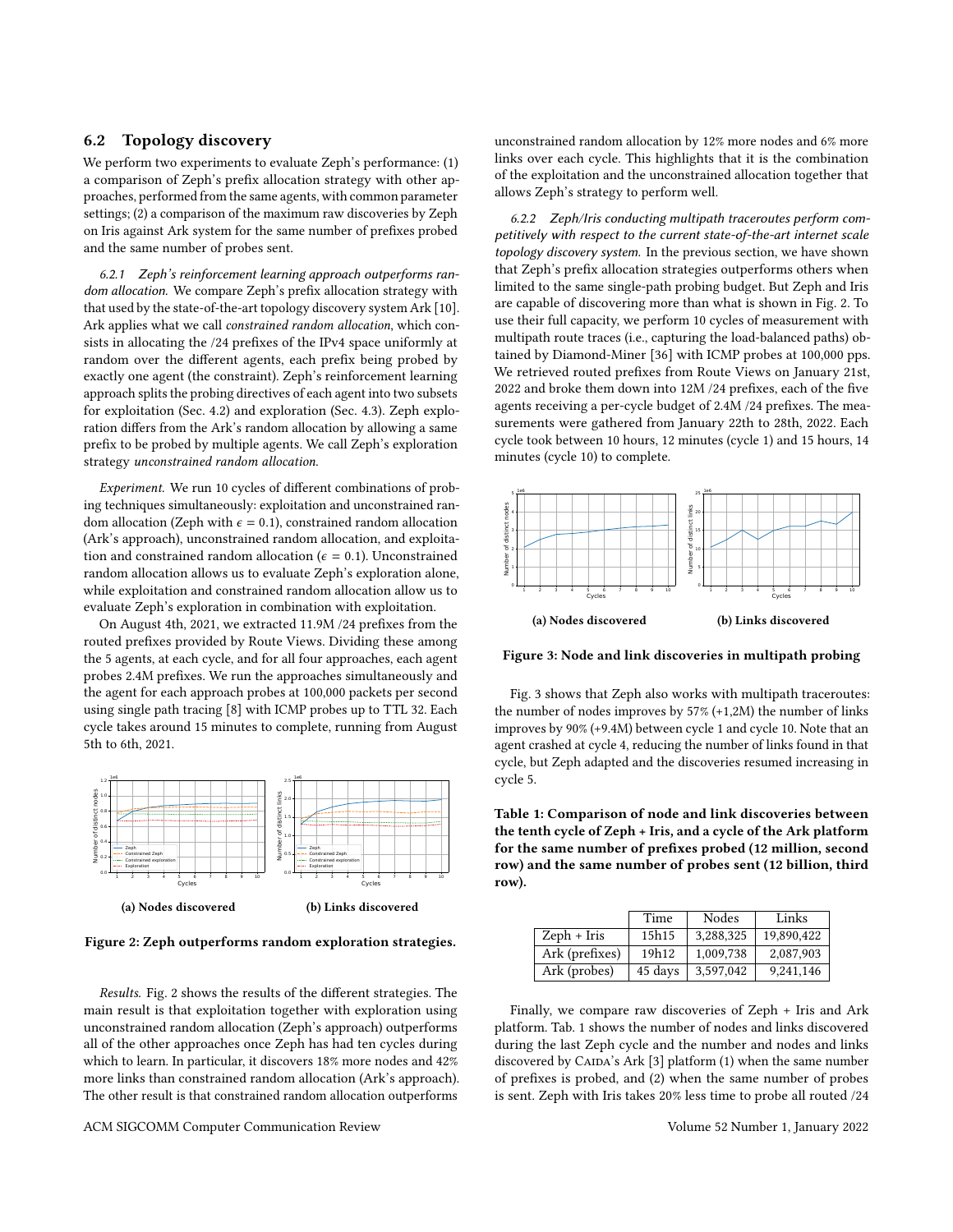### 6.2 Topology discovery

We perform two experiments to evaluate Zeph's performance: (1) a comparison of Zeph's prefix allocation strategy with other approaches, performed from the same agents, with common parameter settings; (2) a comparison of the maximum raw discoveries by Zeph on Iris against Ark system for the same number of prefixes probed and the same number of probes sent.

*6.2.1 Zeph's reinforcement learning approach outperforms random allocation.* We compare Zeph's prefix allocation strategy with that used by the state-of-the-art topology discovery system Ark [10]. Ark applies what we call *constrained random allocation*, which consists in allocating the /24 prefixes of the IPv4 space uniformly at random over the different agents, each prefix being probed by exactly one agent (the constraint). Zeph's reinforcement learning approach splits the probing directives of each agent into two subsets for exploitation (Sec. 4.2) and exploration (Sec. 4.3). Zeph exploration differs from the Ark's random allocation by allowing a same prefix to be probed by multiple agents. We call Zeph's exploration strategy *unconstrained random allocation*.

*Experiment.* We run 10 cycles of different combinations of probing techniques simultaneously: exploitation and unconstrained random allocation (Zeph with $\epsilon = 0.1$), constrained random allocation (Ark's approach), unconstrained random allocation, and exploitation and constrained random allocation ($\epsilon = 0.1$). Unconstrained random allocation allows us to evaluate Zeph's exploration alone, while exploitation and constrained random allocation allow us to evaluate Zeph's exploration in combination with exploitation.

On August 4th, 2021, we extracted 11.9M /24 prefixes from the routed prefixes provided by Route Views. Dividing these among the 5 agents, at each cycle, and for all four approaches, each agent probes 2.4M prefixes. We run the approaches simultaneously and the agent for each approach probes at 100,000 packets per second using single path tracing [8] with ICMP probes up to TTL 32. Each cycle takes around 15 minutes to complete, running from August 5th to 6th, 2021.

(a) Nodes discovered (b) Links discovered

**Figure 2: Zeph outperforms random exploration strategies.**

*Results.* Fig. 2 shows the results of the different strategies. The main result is that exploitation together with exploration using unconstrained random allocation (Zeph's approach) outperforms all of the other approaches once Zeph has had ten cycles during which to learn. In particular, it discovers 18% more nodes and 42% more links than constrained random allocation (Ark's approach). The other result is that constrained random allocation outperforms unconstrained random allocation by 12% more nodes and 6% more links over each cycle. This highlights that it is the combination of the exploitation and the unconstrained allocation together that allows Zeph's strategy to perform well.

*6.2.2 Zeph/Iris conducting multipath traceroutes perform competitively with respect to the current state-of-the-art internet scale topology discovery system.* In the previous section, we have shown that Zeph's prefix allocation strategies outperforms others when limited to the same single-path probing budget. But Zeph and Iris are capable of discovering more than what is shown in Fig. 2. To use their full capacity, we perform 10 cycles of measurement with multipath route traces (i.e., capturing the load-balanced paths) obtained by Diamond-Miner [36] with ICMP probes at 100,000 pps. We retrieved routed prefixes from Route Views on January 21st, 2022 and broke them down into 12M /24 prefixes, each of the five agents receiving a per-cycle budget of 2.4M /24 prefixes. The measurements were gathered from January 22th to 28th, 2022. Each cycle took between 10 hours, 12 minutes (cycle 1) and 15 hours, 14 minutes (cycle 10) to complete.

(a) Nodes discovered (b) Links discovered

**Figure 3: Node and link discoveries in multipath probing**

Fig. 3 shows that Zeph also works with multipath traceroutes: the number of nodes improves by 57% (+1,2M) the number of links improves by 90% (+9.4M) between cycle 1 and cycle 10. Note that an agent crashed at cycle 4, reducing the number of links found in that cycle, but Zeph adapted and the discoveries resumed increasing in cycle 5.

**Table 1: Comparison of node and link discoveries between the tenth cycle of Zeph + Iris, and a cycle of the Ark platform for the same number of prefixes probed (12 million, second row) and the same number of probes sent (12 billion, third row).**

| | Time | Nodes | Links |
|---|---|---|---|
| Zeph + Iris | 15h15 | 3,288,325 | 19,890,422 |
| Ark (prefixes) | 19h12 | 1,009,738 | 2,087,903 |
| Ark (probes) | 45 days | 3,597,042 | 9,241,146 |

Finally, we compare raw discoveries of Zeph + Iris and Ark platform. Tab. 1 shows the number of nodes and links discovered during the last Zeph cycle and the number and nodes and links discovered by CAIDA's Ark [3] platform (1) when the same number of prefixes is probed, and (2) when the same number of probes is sent. Zeph with Iris takes 20% less time to probe all routed /24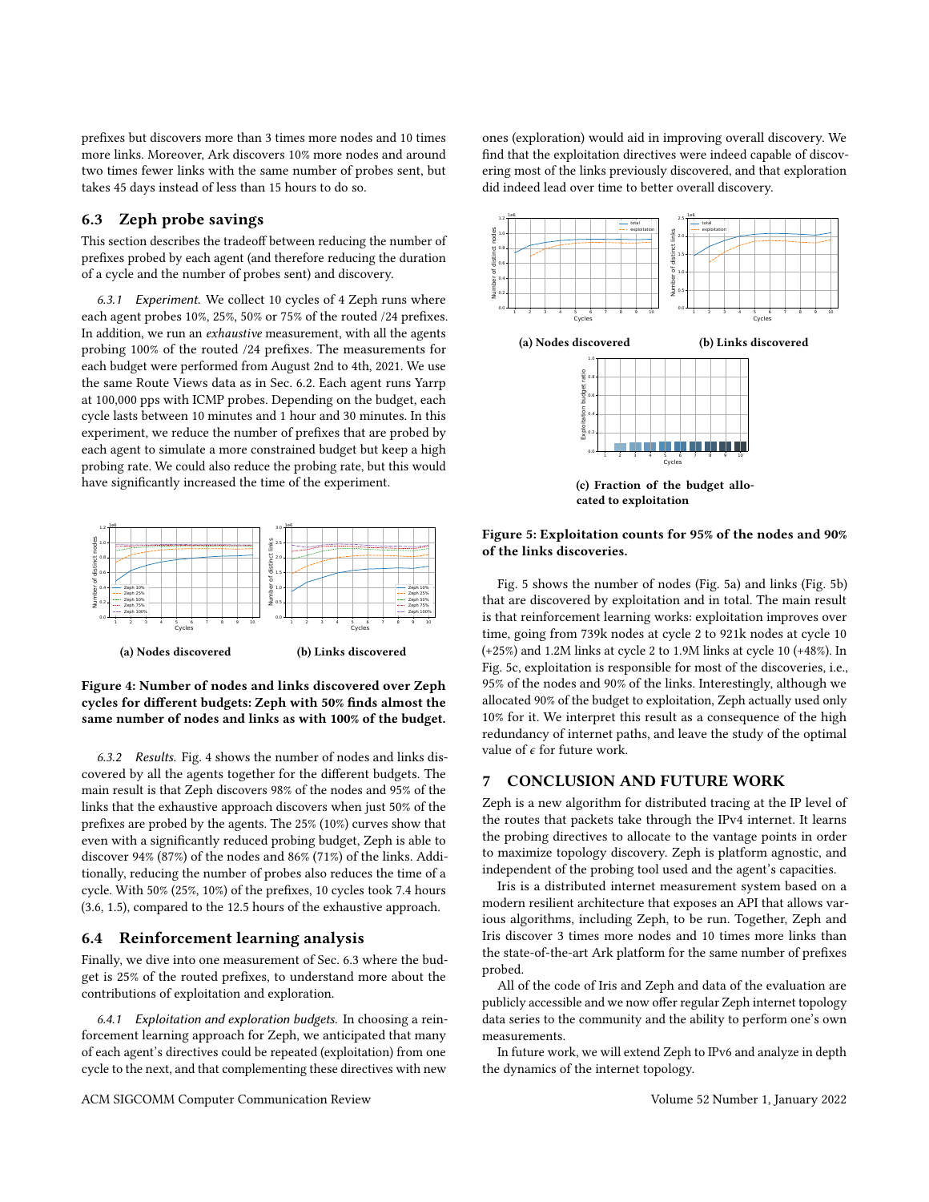prefixes but discovers more than 3 times more nodes and 10 times more links. Moreover, Ark discovers 10% more nodes and around two times fewer links with the same number of probes sent, but takes 45 days instead of less than 15 hours to do so.

## 6.3 Zeph probe savings

This section describes the tradeoff between reducing the number of prefixes probed by each agent (and therefore reducing the duration of a cycle and the number of probes sent) and discovery.

*6.3.1 Experiment.* We collect 10 cycles of 4 Zeph runs where each agent probes 10%, 25%, 50% or 75% of the routed /24 prefixes. In addition, we run an *exhaustive* measurement, with all the agents probing 100% of the routed /24 prefixes. The measurements for each budget were performed from August 2nd to 4th, 2021. We use the same Route Views data as in Sec. 6.2. Each agent runs Yarrp at 100,000 pps with ICMP probes. Depending on the budget, each cycle lasts between 10 minutes and 1 hour and 30 minutes. In this experiment, we reduce the number of prefixes that are probed by each agent to simulate a more constrained budget but keep a high probing rate. We could also reduce the probing rate, but this would have significantly increased the time of the experiment.

**(a) Nodes discovered** **(b) Links discovered**

**Figure 4: Number of nodes and links discovered over Zeph cycles for different budgets: Zeph with 50% finds almost the same number of nodes and links as with 100% of the budget.**

*6.3.2 Results.* Fig. 4 shows the number of nodes and links discovered by all the agents together for the different budgets. The main result is that Zeph discovers 98% of the nodes and 95% of the links that the exhaustive approach discovers when just 50% of the prefixes are probed by the agents. The 25% (10%) curves show that even with a significantly reduced probing budget, Zeph is able to discover 94% (87%) of the nodes and 86% (71%) of the links. Additionally, reducing the number of probes also reduces the time of a cycle. With 50% (25%, 10%) of the prefixes, 10 cycles took 7.4 hours (3.6, 1.5), compared to the 12.5 hours of the exhaustive approach.

## 6.4 Reinforcement learning analysis

Finally, we dive into one measurement of Sec. 6.3 where the budget is 25% of the routed prefixes, to understand more about the contributions of exploitation and exploration.

*6.4.1 Exploitation and exploration budgets.* In choosing a reinforcement learning approach for Zeph, we anticipated that many of each agent's directives could be repeated (exploitation) from one cycle to the next, and that complementing these directives with new ones (exploration) would aid in improving overall discovery. We find that the exploitation directives were indeed capable of discovering most of the links previously discovered, and that exploration did indeed lead over time to better overall discovery.

**(a) Nodes discovered** **(b) Links discovered**

**(c) Fraction of the budget allocated to exploitation**

**Figure 5: Exploitation counts for 95% of the nodes and 90% of the links discoveries.**

Fig. 5 shows the number of nodes (Fig. 5a) and links (Fig. 5b) that are discovered by exploitation and in total. The main result is that reinforcement learning works: exploitation improves over time, going from 739k nodes at cycle 2 to 921k nodes at cycle 10 (+25%) and 1.2M links at cycle 2 to 1.9M links at cycle 10 (+48%). In Fig. 5c, exploitation is responsible for most of the discoveries, i.e., 95% of the nodes and 90% of the links. Interestingly, although we allocated 90% of the budget to exploitation, Zeph actually used only 10% for it. We interpret this result as a consequence of the high redundancy of internet paths, and leave the study of the optimal value of $\epsilon$ for future work.

# 7 CONCLUSION AND FUTURE WORK

Zeph is a new algorithm for distributed tracing at the IP level of the routes that packets take through the IPv4 internet. It learns the probing directives to allocate to the vantage points in order to maximize topology discovery. Zeph is platform agnostic, and independent of the probing tool used and the agent's capacities.

Iris is a distributed internet measurement system based on a modern resilient architecture that exposes an API that allows various algorithms, including Zeph, to be run. Together, Zeph and Iris discover 3 times more nodes and 10 times more links than the state-of-the-art Ark platform for the same number of prefixes probed.

All of the code of Iris and Zeph and data of the evaluation are publicly accessible and we now offer regular Zeph internet topology data series to the community and the ability to perform one's own measurements.

In future work, we will extend Zeph to IPv6 and analyze in depth the dynamics of the internet topology.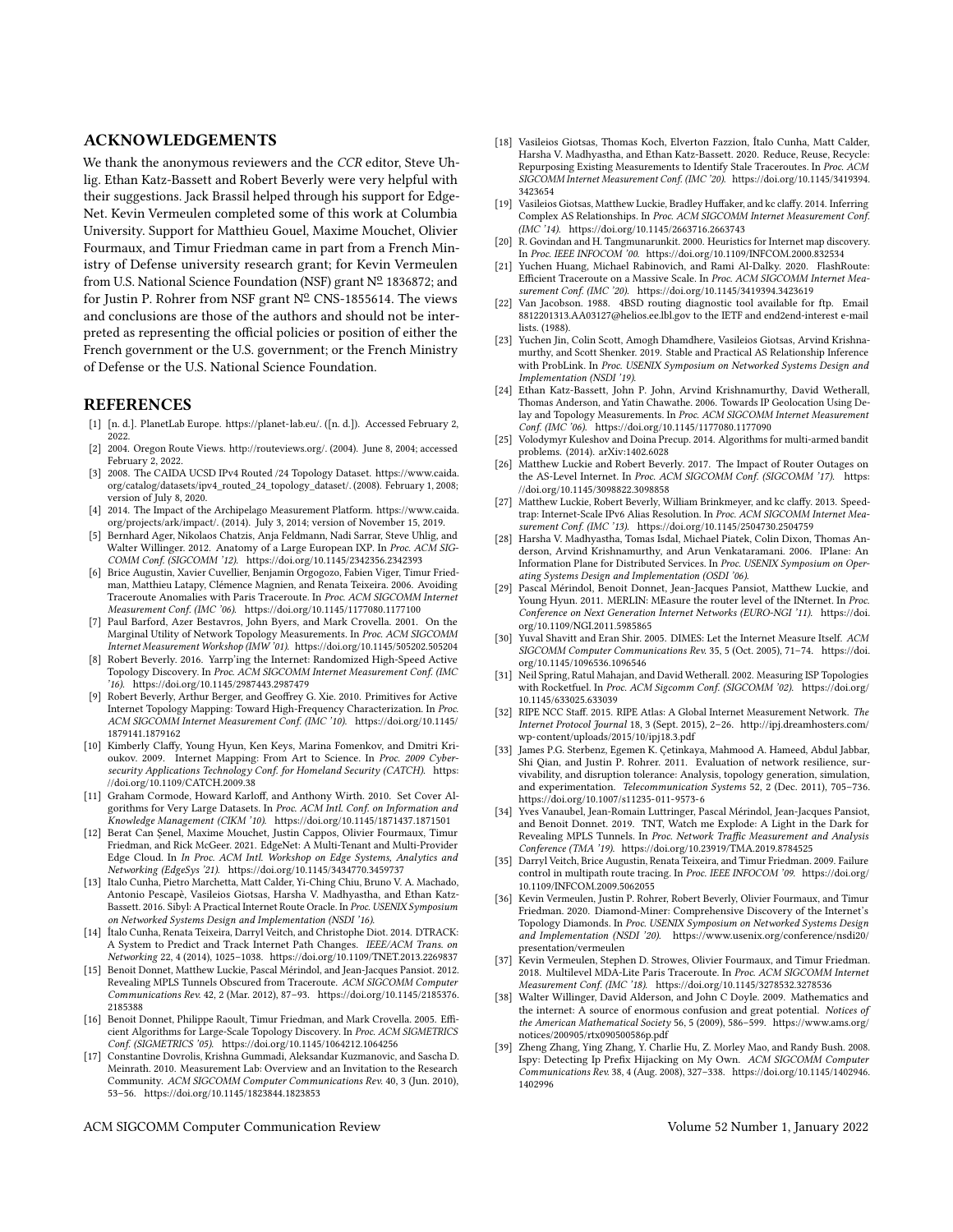## ACKNOWLEDGEMENTS

We thank the anonymous reviewers and the *CCR* editor, Steve Uhlig. Ethan Katz-Bassett and Robert Beverly were very helpful with their suggestions. Jack Brassil helped through his support for EdgeNet. Kevin Vermeulen completed some of this work at Columbia University. Support for Matthieu Gouel, Maxime Mouchet, Olivier Fourmaux, and Timur Friedman came in part from a French Ministry of Defense university research grant; for Kevin Vermeulen from U.S. National Science Foundation (NSF) grant № 1836872; and for Justin P. Rohrer from NSF grant № CNS-1855614. The views and conclusions are those of the authors and should not be interpreted as representing the official policies or position of either the French government or the U.S. government; or the French Ministry of Defense or the U.S. National Science Foundation.

## REFERENCES

- [1] [n. d.]. PlanetLab Europe. https://planet-lab.eu/. ([n. d.]). Accessed February 2, 2022.
- [2] 2004. Oregon Route Views. http://routeviews.org/. (2004). June 8, 2004; accessed February 2, 2022.
- [3] 2008. The CAIDA UCSD IPv4 Routed /24 Topology Dataset. https://www.caida.org/catalog/datasets/ipv4_routed_24_topology_dataset/. (2008). February 1, 2008; version of July 8, 2020.
- [4] 2014. The Impact of the Archipelago Measurement Platform. https://www.caida.org/projects/ark/impact/. (2014). July 3, 2014; version of November 15, 2019.
- [5] Bernhard Ager, Nikolaos Chatzis, Anja Feldmann, Nadi Sarrar, Steve Uhlig, and Walter Willinger. 2012. Anatomy of a Large European IXP. In *Proc. ACM SIGCOMM Conf. (SIGCOMM '12)*. https://doi.org/10.1145/2342356.2342393
- [6] Brice Augustin, Xavier Cuvellier, Benjamin Orgogozo, Fabien Viger, Timur Friedman, Matthieu Latapy, Clémence Magnien, and Renata Teixeira. 2006. Avoiding Traceroute Anomalies with Paris Traceroute. In *Proc. ACM SIGCOMM Internet Measurement Conf. (IMC '06)*. https://doi.org/10.1145/1177080.1177100
- [7] Paul Barford, Azer Bestavros, John Byers, and Mark Crovella. 2001. On the Marginal Utility of Network Topology Measurements. In *Proc. ACM SIGCOMM Internet Measurement Workshop (IMW '01)*. https://doi.org/10.1145/505202.505204
- [8] Robert Beverly. 2016. Yarrp'ing the Internet: Randomized High-Speed Active Topology Discovery. In *Proc. ACM SIGCOMM Internet Measurement Conf. (IMC '16)*. https://doi.org/10.1145/2987443.2987479
- [9] Robert Beverly, Arthur Berger, and Geoffrey G. Xie. 2010. Primitives for Active Internet Topology Mapping: Toward High-Frequency Characterization. In *Proc. ACM SIGCOMM Internet Measurement Conf. (IMC '10)*. https://doi.org/10.1145/1879141.1879162
- [10] Kimberly Claffy, Young Hyun, Ken Keys, Marina Fomenkov, and Dmitri Krioukov. 2009. Internet Mapping: From Art to Science. In *Proc. 2009 Cybersecurity Applications Technology Conf. for Homeland Security (CATCH)*. https://doi.org/10.1109/CATCH.2009.38
- [11] Graham Cormode, Howard Karloff, and Anthony Wirth. 2010. Set Cover Algorithms for Very Large Datasets. In *Proc. ACM Intl. Conf. on Information and Knowledge Management (CIKM '10)*. https://doi.org/10.1145/1871437.1871501
- [12] Berat Can Şenel, Maxime Mouchet, Justin Cappos, Olivier Fourmaux, Timur Friedman, and Rick McGeer. 2021. EdgeNet: A Multi-Tenant and Multi-Provider Edge Cloud. In *In Proc. ACM Intl. Workshop on Edge Systems, Analytics and Networking (EdgeSys '21)*. https://doi.org/10.1145/3434770.3459737
- [13] Italo Cunha, Pietro Marchetta, Matt Calder, Yi-Ching Chiu, Bruno V. A. Machado, Antonio Pescapè, Vasileios Giotsas, Harsha V. Madhyastha, and Ethan Katz-Bassett. 2016. Sibyl: A Practical Internet Route Oracle. In *Proc. USENIX Symposium on Networked Systems Design and Implementation (NSDI '16)*.
- [14] Ítalo Cunha, Renata Teixeira, Darryl Veitch, and Christophe Diot. 2014. DTRACK: A System to Predict and Track Internet Path Changes. *IEEE/ACM Trans. on Networking* 22, 4 (2014), 1025–1038. https://doi.org/10.1109/TNET.2013.2269837
- [15] Benoit Donnet, Matthew Luckie, Pascal Mérindol, and Jean-Jacques Pansiot. 2012. Revealing MPLS Tunnels Obscured from Traceroute. *ACM SIGCOMM Computer Communications Rev.* 42, 2 (Mar. 2012), 87–93. https://doi.org/10.1145/2185376.2185388
- [16] Benoit Donnet, Philippe Raoult, Timur Friedman, and Mark Crovella. 2005. Efficient Algorithms for Large-Scale Topology Discovery. In *Proc. ACM SIGMETRICS Conf. (SIGMETRICS '05)*. https://doi.org/10.1145/1064212.1064256
- [17] Constantine Dovrolis, Krishna Gummadi, Aleksandar Kuzmanovic, and Sascha D. Meinrath. 2010. Measurement Lab: Overview and an Invitation to the Research Community. *ACM SIGCOMM Computer Communications Rev.* 40, 3 (Jun. 2010), 53–56. https://doi.org/10.1145/1823844.1823853
- [18] Vasileios Giotsas, Thomas Koch, Elverton Fazzion, Ítalo Cunha, Matt Calder, Harsha V. Madhyastha, and Ethan Katz-Bassett. 2020. Reduce, Reuse, Recycle: Repurposing Existing Measurements to Identify Stale Traceroutes. In *Proc. ACM SIGCOMM Internet Measurement Conf. (IMC '20)*. https://doi.org/10.1145/3419394.3423654
- [19] Vasileios Giotsas, Matthew Luckie, Bradley Huffaker, and kc claffy. 2014. Inferring Complex AS Relationships. In *Proc. ACM SIGCOMM Internet Measurement Conf. (IMC '14)*. https://doi.org/10.1145/2663716.2663743
- [20] R. Govindan and H. Tangmunarunkit. 2000. Heuristics for Internet map discovery. In *Proc. IEEE INFOCOM '00*. https://doi.org/10.1109/INFCOM.2000.832534
- [21] Yuchen Huang, Michael Rabinovich, and Rami Al-Dalky. 2020. FlashRoute: Efficient Traceroute on a Massive Scale. In *Proc. ACM SIGCOMM Internet Measurement Conf. (IMC '20)*. https://doi.org/10.1145/3419394.3423619
- [22] Van Jacobson. 1988. 4BSD routing diagnostic tool available for ftp. Email 8812201313.AA03127@helios.ee.lbl.gov to the IETF and end2end-interest e-mail lists. (1988).
- [23] Yuchen Jin, Colin Scott, Amogh Dhamdhere, Vasileios Giotsas, Arvind Krishnamurthy, and Scott Shenker. 2019. Stable and Practical AS Relationship Inference with ProbLink. In *Proc. USENIX Symposium on Networked Systems Design and Implementation (NSDI '19)*.
- [24] Ethan Katz-Bassett, John P. John, Arvind Krishnamurthy, David Wetherall, Thomas Anderson, and Yatin Chawathe. 2006. Towards IP Geolocation Using Delay and Topology Measurements. In *Proc. ACM SIGCOMM Internet Measurement Conf. (IMC '06)*. https://doi.org/10.1145/1177080.1177090
- [25] Volodymyr Kuleshov and Doina Precup. 2014. Algorithms for multi-armed bandit problems. (2014). arXiv:1402.6028
- [26] Matthew Luckie and Robert Beverly. 2017. The Impact of Router Outages on the AS-Level Internet. In *Proc. ACM SIGCOMM Conf. (SIGCOMM '17)*. https://doi.org/10.1145/3098822.3098858
- [27] Matthew Luckie, Robert Beverly, William Brinkmeyer, and kc claffy. 2013. Speedtrap: Internet-Scale IPv6 Alias Resolution. In *Proc. ACM SIGCOMM Internet Measurement Conf. (IMC '13)*. https://doi.org/10.1145/2504730.2504759
- [28] Harsha V. Madhyastha, Tomas Isdal, Michael Piatek, Colin Dixon, Thomas Anderson, Arvind Krishnamurthy, and Arun Venkataramani. 2006. IPlane: An Information Plane for Distributed Services. In *Proc. USENIX Symposium on Operating Systems Design and Implementation (OSDI '06)*.
- [29] Pascal Mérindol, Benoit Donnet, Jean-Jacques Pansiot, Matthew Luckie, and Young Hyun. 2011. MERLIN: MEasure the router level of the INternet. In *Proc. Conference on Next Generation Internet Networks (EURO-NGI '11)*. https://doi.org/10.1109/NGI.2011.5985865
- [30] Yuval Shavitt and Eran Shir. 2005. DIMES: Let the Internet Measure Itself. *ACM SIGCOMM Computer Communications Rev.* 35, 5 (Oct. 2005), 71–74. https://doi.org/10.1145/1096536.1096546
- [31] Neil Spring, Ratul Mahajan, and David Wetherall. 2002. Measuring ISP Topologies with Rocketfuel. In *Proc. ACM Sigcomm Conf. (SIGCOMM '02)*. https://doi.org/10.1145/633025.633039
- [32] RIPE NCC Staff. 2015. RIPE Atlas: A Global Internet Measurement Network. *The Internet Protocol Journal* 18, 3 (Sept. 2015), 2–26. http://ipj.dreamhosters.com/wp-content/uploads/2015/10/ipj18.3.pdf
- [33] James P.G. Sterbenz, Egemen K. Çetinkaya, Mahmood A. Hameed, Abdul Jabbar, Shi Qian, and Justin P. Rohrer. 2011. Evaluation of network resilience, survivability, and disruption tolerance: Analysis, topology generation, simulation, and experimentation. *Telecommunication Systems* 52, 2 (Dec. 2011), 705–736. https://doi.org/10.1007/s11235-011-9573-6
- [34] Yves Vanaubel, Jean-Romain Luttringer, Pascal Mérindol, Jean-Jacques Pansiot, and Benoit Donnet. 2019. TNT, Watch me Explode: A Light in the Dark for Revealing MPLS Tunnels. In *Proc. Network Traffic Measurement and Analysis Conference (TMA '19)*. https://doi.org/10.23919/TMA.2019.8784525
- [35] Darryl Veitch, Brice Augustin, Renata Teixeira, and Timur Friedman. 2009. Failure control in multipath route tracing. In *Proc. IEEE INFOCOM '09*. https://doi.org/10.1109/INFCOM.2009.5062055
- [36] Kevin Vermeulen, Justin P. Rohrer, Robert Beverly, Olivier Fourmaux, and Timur Friedman. 2020. Diamond-Miner: Comprehensive Discovery of the Internet's Topology Diamonds. In *Proc. USENIX Symposium on Networked Systems Design and Implementation (NSDI '20)*. https://www.usenix.org/conference/nsdi20/presentation/vermeulen
- [37] Kevin Vermeulen, Stephen D. Strowes, Olivier Fourmaux, and Timur Friedman. 2018. Multilevel MDA-Lite Paris Traceroute. In *Proc. ACM SIGCOMM Internet Measurement Conf. (IMC '18)*. https://doi.org/10.1145/3278532.3278536
- [38] Walter Willinger, David Alderson, and John C Doyle. 2009. Mathematics and the internet: A source of enormous confusion and great potential. *Notices of the American Mathematical Society* 56, 5 (2009), 586–599. https://www.ams.org/notices/200905/rtx090500586p.pdf
- [39] Zheng Zhang, Ying Zhang, Y. Charlie Hu, Z. Morley Mao, and Randy Bush. 2008. Ispy: Detecting Ip Prefix Hijacking on My Own. *ACM SIGCOMM Computer Communications Rev.* 38, 4 (Aug. 2008), 327–338. https://doi.org/10.1145/1402946.1402996